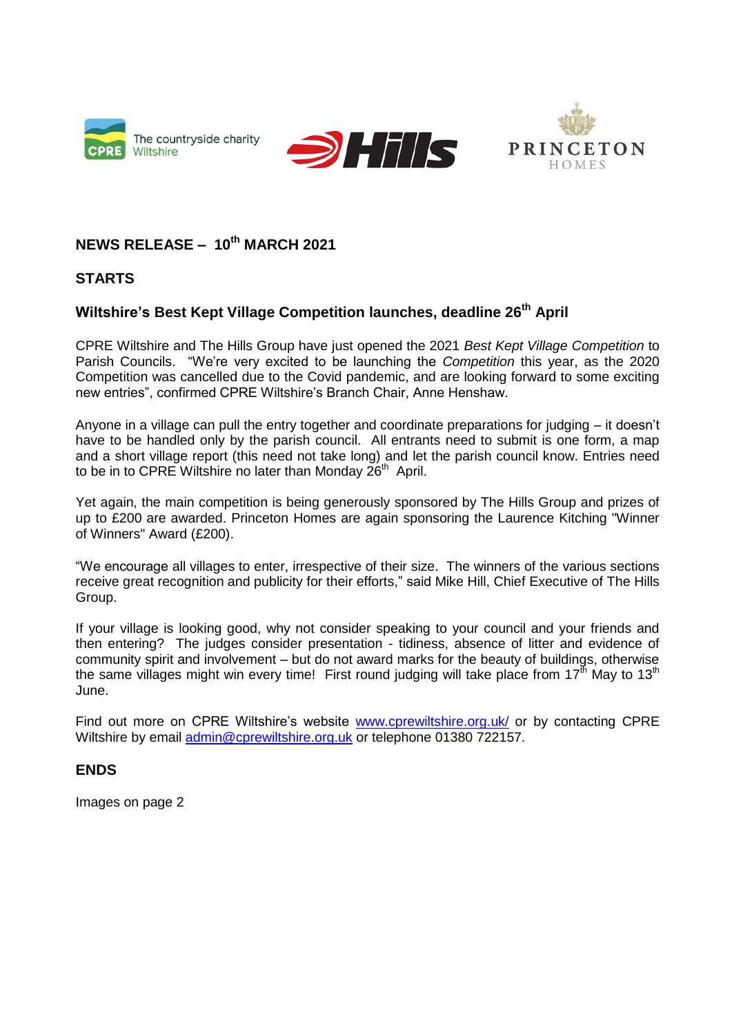The countryside charity
CPRE Wiltshire

Hills

PRINCETON
HOMES

**NEWS RELEASE – 10th MARCH 2021**

**STARTS**

**Wiltshire's Best Kept Village Competition launches, deadline 26th April**

CPRE Wiltshire and The Hills Group have just opened the 2021 *Best Kept Village Competition* to Parish Councils. "We're very excited to be launching the *Competition* this year, as the 2020 Competition was cancelled due to the Covid pandemic, and are looking forward to some exciting new entries", confirmed CPRE Wiltshire's Branch Chair, Anne Henshaw.

Anyone in a village can pull the entry together and coordinate preparations for judging – it doesn't have to be handled only by the parish council. All entrants need to submit is one form, a map and a short village report (this need not take long) and let the parish council know. Entries need to be in to CPRE Wiltshire no later than Monday 26th April.

Yet again, the main competition is being generously sponsored by The Hills Group and prizes of up to £200 are awarded. Princeton Homes are again sponsoring the Laurence Kitching "Winner of Winners" Award (£200).

"We encourage all villages to enter, irrespective of their size. The winners of the various sections receive great recognition and publicity for their efforts," said Mike Hill, Chief Executive of The Hills Group.

If your village is looking good, why not consider speaking to your council and your friends and then entering? The judges consider presentation - tidiness, absence of litter and evidence of community spirit and involvement – but do not award marks for the beauty of buildings, otherwise the same villages might win every time! First round judging will take place from 17th May to 13th June.

Find out more on CPRE Wiltshire's website [www.cprewiltshire.org.uk/](http://www.cprewiltshire.org.uk/) or by contacting CPRE Wiltshire by email [admin@cprewiltshire.org.uk](mailto:admin@cprewiltshire.org.uk) or telephone 01380 722157.

**ENDS**

Images on page 2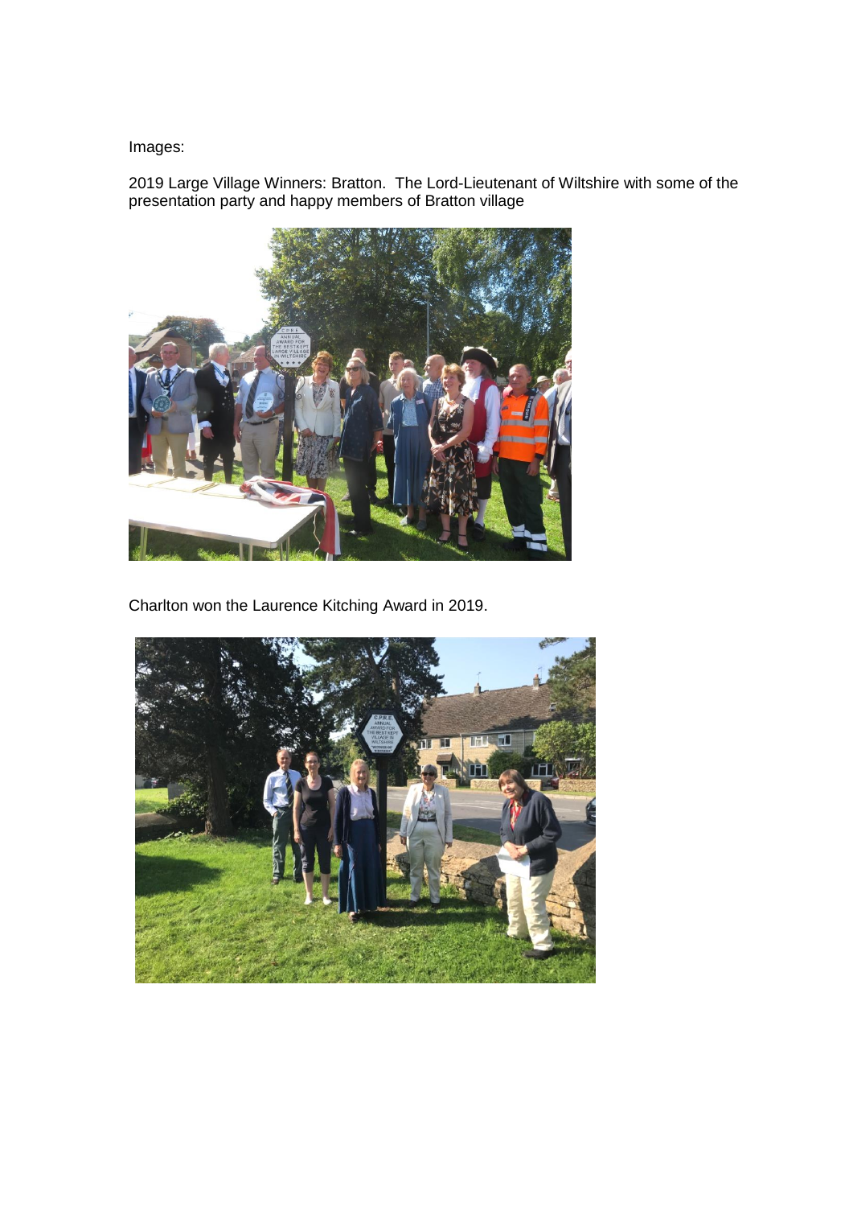Images:

2019 Large Village Winners: Bratton. The Lord-Lieutenant of Wiltshire with some of the presentation party and happy members of Bratton village

Charlton won the Laurence Kitching Award in 2019.